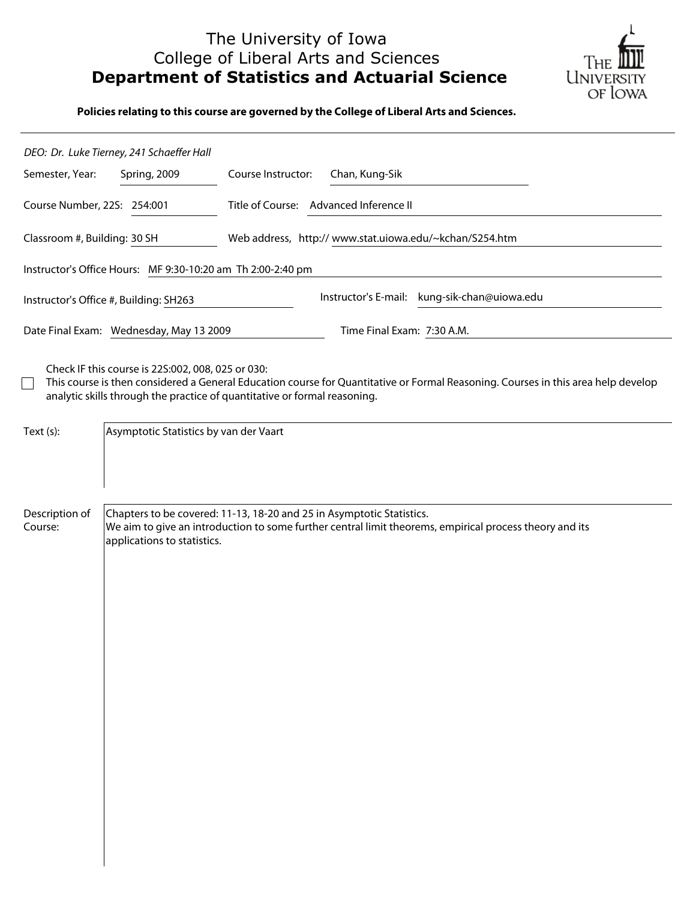# The University of Iowa
## College of Liberal Arts and Sciences
## **Department of Statistics and Actuarial Science**

**Policies relating to this course are governed by the College of Liberal Arts and Sciences.**

---

*DEO: Dr. Luke Tierney, 241 Schaeffer Hall*

Semester, Year: Spring, 2009

Course Instructor: Chan, Kung-Sik

Course Number, 22S: 254:001

Title of Course: Advanced Inference II

Classroom #, Building: 30 SH

Web address, http:// www.stat.uiowa.edu/~kchan/S254.htm

Instructor's Office Hours: MF 9:30-10:20 am Th 2:00-2:40 pm

Instructor's Office #, Building: SH263

Instructor's E-mail: kung-sik-chan@uiowa.edu

Date Final Exam: Wednesday, May 13 2009

Time Final Exam: 7:30 A.M.

☐ Check IF this course is 22S:002, 008, 025 or 030:
This course is then considered a General Education course for Quantitative or Formal Reasoning. Courses in this area help develop analytic skills through the practice of quantitative or formal reasoning.

| | |
|---|---|
| Text (s): | Asymptotic Statistics by van der Vaart |
| Description of Course: | Chapters to be covered: 11-13, 18-20 and 25 in Asymptotic Statistics.<br>We aim to give an introduction to some further central limit theorems, empirical process theory and its applications to statistics. |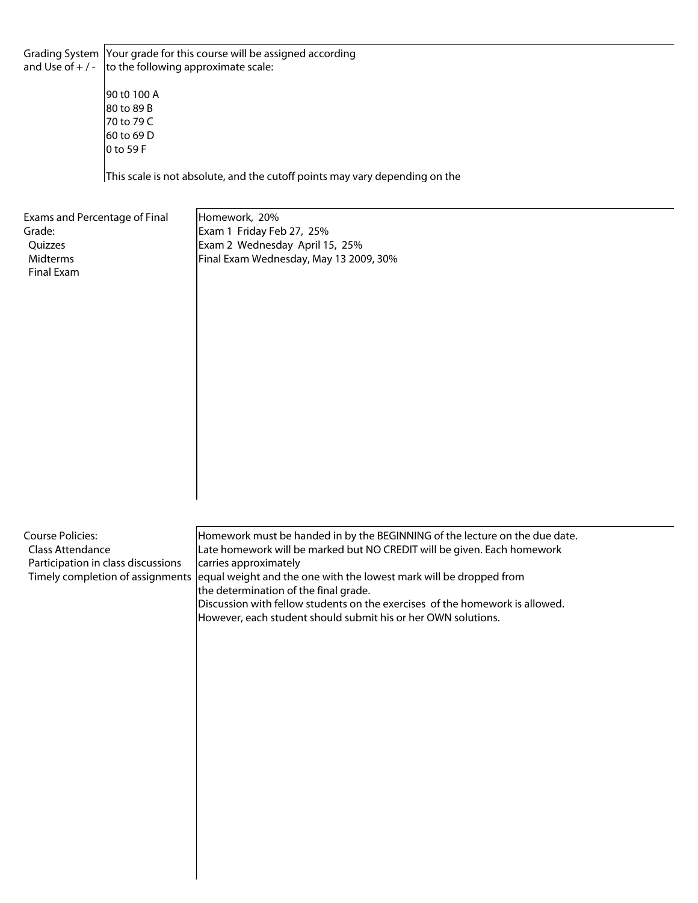| | |
|---|---|
| Grading System and Use of + / - | Your grade for this course will be assigned according to the following approximate scale:<br><br>90 t0 100 A<br>80 to 89 B<br>70 to 79 C<br>60 to 69 D<br>0 to 59 F<br><br>This scale is not absolute, and the cutoff points may vary depending on the |
| Exams and Percentage of Final Grade:<br>Quizzes<br>Midterms<br>Final Exam | Homework, 20%<br>Exam 1 Friday Feb 27, 25%<br>Exam 2 Wednesday April 15, 25%<br>Final Exam Wednesday, May 13 2009, 30% |
| Course Policies:<br>Class Attendance<br>Participation in class discussions<br>Timely completion of assignments | Homework must be handed in by the BEGINNING of the lecture on the due date.<br>Late homework will be marked but NO CREDIT will be given. Each homework carries approximately<br>equal weight and the one with the lowest mark will be dropped from the determination of the final grade.<br>Discussion with fellow students on the exercises of the homework is allowed.<br>However, each student should submit his or her OWN solutions. |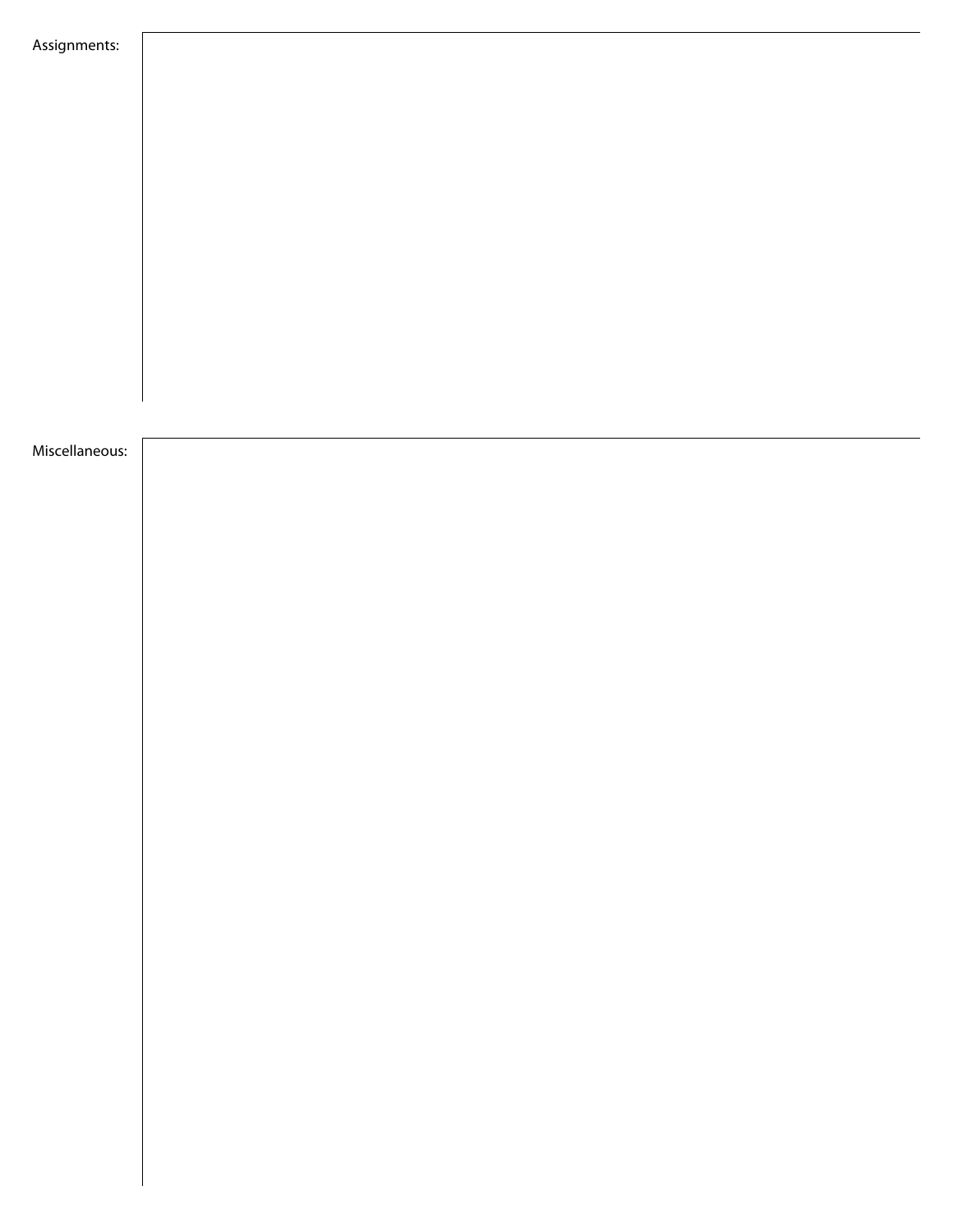Assignments:

Miscellaneous: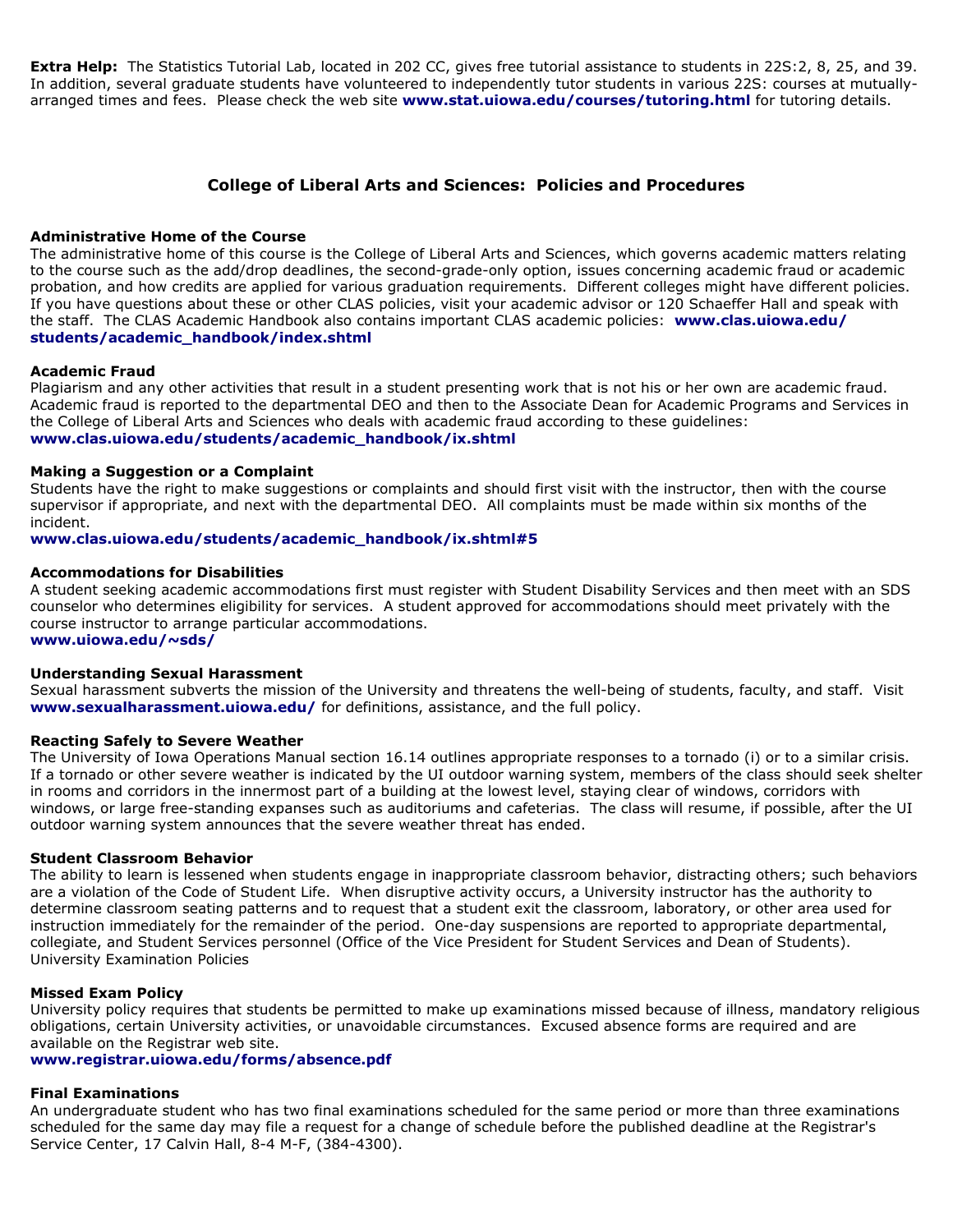**Extra Help:** The Statistics Tutorial Lab, located in 202 CC, gives free tutorial assistance to students in 22S:2, 8, 25, and 39. In addition, several graduate students have volunteered to independently tutor students in various 22S: courses at mutually-arranged times and fees. Please check the web site **www.stat.uiowa.edu/courses/tutoring.html** for tutoring details.

## College of Liberal Arts and Sciences: Policies and Procedures

**Administrative Home of the Course**
The administrative home of this course is the College of Liberal Arts and Sciences, which governs academic matters relating to the course such as the add/drop deadlines, the second-grade-only option, issues concerning academic fraud or academic probation, and how credits are applied for various graduation requirements. Different colleges might have different policies. If you have questions about these or other CLAS policies, visit your academic advisor or 120 Schaeffer Hall and speak with the staff. The CLAS Academic Handbook also contains important CLAS academic policies: **www.clas.uiowa.edu/students/academic_handbook/index.shtml**

**Academic Fraud**
Plagiarism and any other activities that result in a student presenting work that is not his or her own are academic fraud. Academic fraud is reported to the departmental DEO and then to the Associate Dean for Academic Programs and Services in the College of Liberal Arts and Sciences who deals with academic fraud according to these guidelines:
**www.clas.uiowa.edu/students/academic_handbook/ix.shtml**

**Making a Suggestion or a Complaint**
Students have the right to make suggestions or complaints and should first visit with the instructor, then with the course supervisor if appropriate, and next with the departmental DEO. All complaints must be made within six months of the incident.
**www.clas.uiowa.edu/students/academic_handbook/ix.shtml#5**

**Accommodations for Disabilities**
A student seeking academic accommodations first must register with Student Disability Services and then meet with an SDS counselor who determines eligibility for services. A student approved for accommodations should meet privately with the course instructor to arrange particular accommodations.
**www.uiowa.edu/~sds/**

**Understanding Sexual Harassment**
Sexual harassment subverts the mission of the University and threatens the well-being of students, faculty, and staff. Visit **www.sexualharassment.uiowa.edu/** for definitions, assistance, and the full policy.

**Reacting Safely to Severe Weather**
The University of Iowa Operations Manual section 16.14 outlines appropriate responses to a tornado (i) or to a similar crisis. If a tornado or other severe weather is indicated by the UI outdoor warning system, members of the class should seek shelter in rooms and corridors in the innermost part of a building at the lowest level, staying clear of windows, corridors with windows, or large free-standing expanses such as auditoriums and cafeterias. The class will resume, if possible, after the UI outdoor warning system announces that the severe weather threat has ended.

**Student Classroom Behavior**
The ability to learn is lessened when students engage in inappropriate classroom behavior, distracting others; such behaviors are a violation of the Code of Student Life. When disruptive activity occurs, a University instructor has the authority to determine classroom seating patterns and to request that a student exit the classroom, laboratory, or other area used for instruction immediately for the remainder of the period. One-day suspensions are reported to appropriate departmental, collegiate, and Student Services personnel (Office of the Vice President for Student Services and Dean of Students).
University Examination Policies

**Missed Exam Policy**
University policy requires that students be permitted to make up examinations missed because of illness, mandatory religious obligations, certain University activities, or unavoidable circumstances. Excused absence forms are required and are available on the Registrar web site.
**www.registrar.uiowa.edu/forms/absence.pdf**

**Final Examinations**
An undergraduate student who has two final examinations scheduled for the same period or more than three examinations scheduled for the same day may file a request for a change of schedule before the published deadline at the Registrar's Service Center, 17 Calvin Hall, 8-4 M-F, (384-4300).